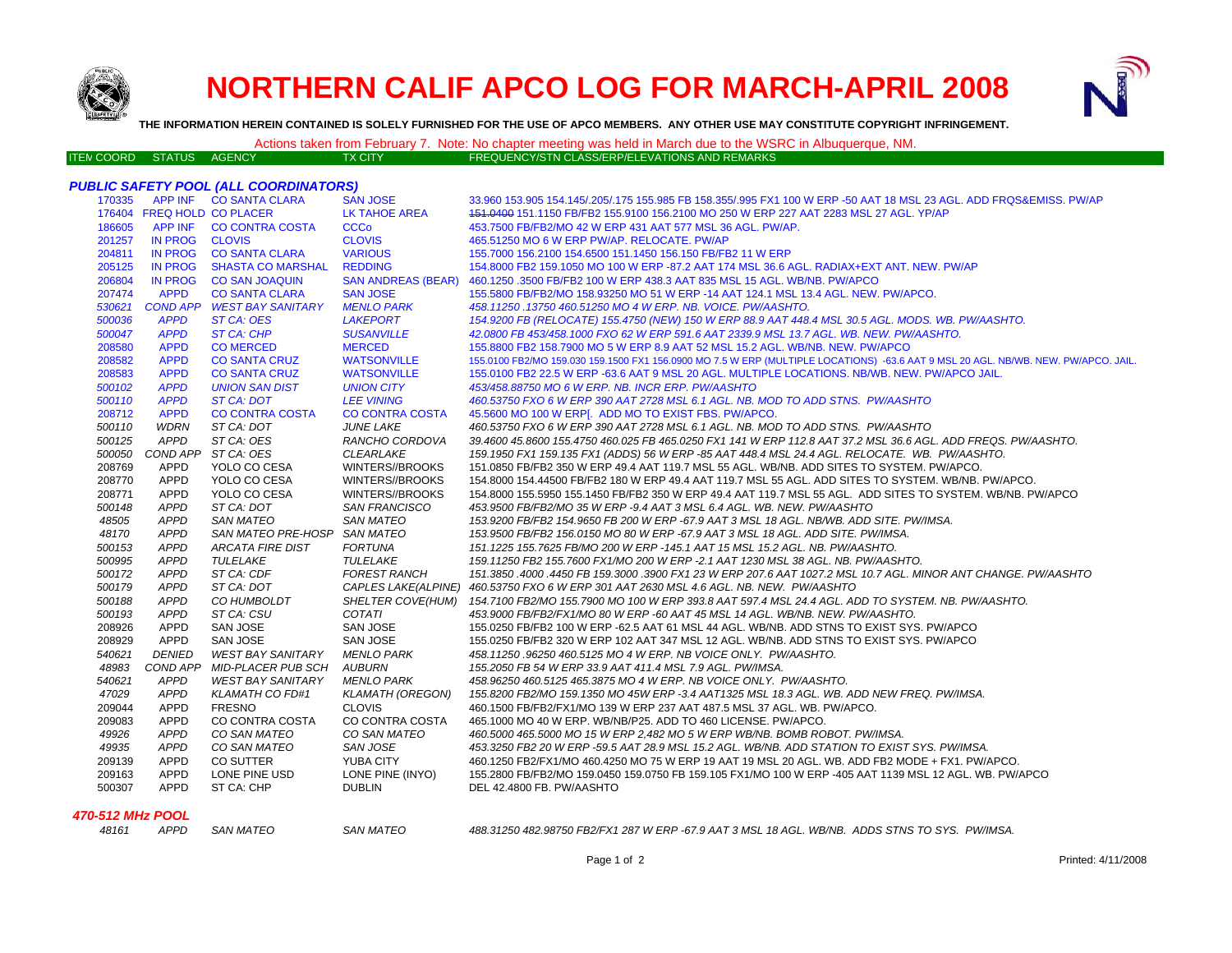# NORTHERN CALIF APCO LOG FOR MARCH-APRIL 2008

**THE INFORMATION HEREIN CONTAINED IS SOLELY FURNISHED FOR THE USE OF APCO MEMBERS. ANY OTHER USE MAY CONSTITUTE COPYRIGHT INFRINGEMENT.**

Actions taken from February 7. Note: No chapter meeting was held in March due to the WSRC in Albuquerque, NM.

| ITEM COORD | STATUS | AGENCY | TX CITY | FREQUENCY/STN CLASS/ERP/ELEVATIONS AND REMARKS |
|---|---|---|---|---|
| ***PUBLIC SAFETY POOL (ALL COORDINATORS)*** | | | | |
| 170335 | APP INF | CO SANTA CLARA | SAN JOSE | 33.960 153.905 154.145/.205/.175 155.985 FB 158.355/.995 FX1 100 W ERP -50 AAT 18 MSL 23 AGL. ADD FRQS&EMISS. PW/AP |
| 176404 | FREQ HOLD | CO PLACER | LK TAHOE AREA | ~~151.0400~~ 151.1150 FB/FB2 155.9100 156.2100 MO 250 W ERP 227 AAT 2283 MSL 27 AGL. YP/AP |
| 186605 | APP INF | CO CONTRA COSTA | CCCo | 453.7500 FB/FB2/MO 42 W ERP 431 AAT 577 MSL 36 AGL. PW/AP. |
| 201257 | IN PROG | CLOVIS | CLOVIS | 465.51250 MO 6 W ERP PW/AP. RELOCATE. PW/AP |
| 204811 | IN PROG | CO SANTA CLARA | VARIOUS | 155.7000 156.2100 154.6500 151.1450 156.150 FB/FB2 11 W ERP |
| 205125 | IN PROG | SHASTA CO MARSHAL | REDDING | 154.8000 FB2 159.1050 MO 100 W ERP -87.2 AAT 174 MSL 36.6 AGL. RADIAX+EXT ANT. NEW. PW/AP |
| 206804 | IN PROG | CO SAN JOAQUIN | SAN ANDREAS (BEAR) | 460.1250 .3500 FB/FB2 100 W ERP 438.3 AAT 835 MSL 15 AGL. WB/NB. PW/APCO |
| 207474 | APPD | CO SANTA CLARA | SAN JOSE | 155.5800 FB/FB2/MO 158.93250 MO 51 W ERP -14 AAT 124.1 MSL 13.4 AGL. NEW. PW/APCO. |
| *530621* | *COND APP* | *WEST BAY SANITARY* | *MENLO PARK* | *458.11250 .13750 460.51250 MO 4 W ERP. NB. VOICE. PW/AASHTO.* |
| *500036* | *APPD* | *ST CA: OES* | *LAKEPORT* | *154.9200 FB (RELOCATE) 155.4750 (NEW) 150 W ERP 88.9 AAT 448.4 MSL 30.5 AGL. MODS. WB. PW/AASHTO.* |
| *500047* | *APPD* | *ST CA: CHP* | *SUSANVILLE* | *42.0800 FB 453/458.1000 FXO 62 W ERP 591.6 AAT 2339.9 MSL 13.7 AGL. WB. NEW. PW/AASHTO.* |
| 208580 | APPD | CO MERCED | MERCED | 155.8800 FB2 158.7900 MO 5 W ERP 8.9 AAT 52 MSL 15.2 AGL. WB/NB. NEW. PW/APCO |
| 208582 | APPD | CO SANTA CRUZ | WATSONVILLE | 155.0100 FB2/MO 159.030 159.1500 FX1 156.0900 MO 7.5 W ERP (MULTIPLE LOCATIONS) -63.6 AAT 9 MSL 20 AGL. NB/WB. NEW. PW/APCO. JAIL. |
| 208583 | APPD | CO SANTA CRUZ | WATSONVILLE | 155.0100 FB2 22.5 W ERP -63.6 AAT 9 MSL 20 AGL. MULTIPLE LOCATIONS. NB/WB. NEW. PW/APCO JAIL. |
| *500102* | *APPD* | *UNION SAN DIST* | *UNION CITY* | *453/458.88750 MO 6 W ERP. NB. INCR ERP. PW/AASHTO* |
| *500110* | *APPD* | *ST CA: DOT* | *LEE VINING* | *460.53750 FXO 6 W ERP 390 AAT 2728 MSL 6.1 AGL. NB. MOD TO ADD STNS. PW/AASHTO* |
| 208712 | APPD | CO CONTRA COSTA | CO CONTRA COSTA | 45.5600 MO 100 W ERP[. ADD MO TO EXIST FBS. PW/APCO. |
| *500110* | *WDRN* | *ST CA: DOT* | *JUNE LAKE* | *460.53750 FXO 6 W ERP 390 AAT 2728 MSL 6.1 AGL. NB. MOD TO ADD STNS. PW/AASHTO* |
| *500125* | *APPD* | *ST CA: OES* | *RANCHO CORDOVA* | *39.4600 45.8600 155.4750 460.025 FB 465.0250 FX1 141 W ERP 112.8 AAT 37.2 MSL 36.6 AGL. ADD FREQS. PW/AASHTO.* |
| *500050* | *COND APP* | *ST CA: OES* | *CLEARLAKE* | *159.1950 FX1 159.135 FX1 (ADDS) 56 W ERP -85 AAT 448.4 MSL 24.4 AGL. RELOCATE. WB. PW/AASHTO.* |
| 208769 | APPD | YOLO CO CESA | WINTERS//BROOKS | 151.0850 FB/FB2 350 W ERP 49.4 AAT 119.7 MSL 55 AGL. WB/NB. ADD SITES TO SYSTEM. PW/APCO. |
| 208770 | APPD | YOLO CO CESA | WINTERS//BROOKS | 154.8000 154.44500 FB/FB2 180 W ERP 49.4 AAT 119.7 MSL 55 AGL. ADD SITES TO SYSTEM. WB/NB. PW/APCO. |
| 208771 | APPD | YOLO CO CESA | WINTERS//BROOKS | 154.8000 155.5950 155.1450 FB/FB2 350 W ERP 49.4 AAT 119.7 MSL 55 AGL. ADD SITES TO SYSTEM. WB/NB. PW/APCO |
| *500148* | *APPD* | *ST CA: DOT* | *SAN FRANCISCO* | *453.9500 FB/FB2/MO 35 W ERP -9.4 AAT 3 MSL 6.4 AGL. WB. NEW. PW/AASHTO* |
| *48505* | *APPD* | *SAN MATEO* | *SAN MATEO* | *153.9200 FB/FB2 154.9650 FB 200 W ERP -67.9 AAT 3 MSL 18 AGL. NB/WB. ADD SITE. PW/IMSA.* |
| *48170* | *APPD* | *SAN MATEO PRE-HOSP* | *SAN MATEO* | *153.9500 FB/FB2 156.0150 MO 80 W ERP -67.9 AAT 3 MSL 18 AGL. ADD SITE. PW/IMSA.* |
| *500153* | *APPD* | *ARCATA FIRE DIST* | *FORTUNA* | *151.1225 155.7625 FB/MO 200 W ERP -145.1 AAT 15 MSL 15.2 AGL. NB. PW/AASHTO.* |
| *500995* | *APPD* | *TULELAKE* | *TULELAKE* | *159.11250 FB2 155.7600 FX1/MO 200 W ERP -2.1 AAT 1230 MSL 38 AGL. NB. PW/AASHTO.* |
| *500172* | *APPD* | *ST CA: CDF* | *FOREST RANCH* | *151.3850 .4000 .4450 FB 159.3000 .3900 FX1 23 W ERP 207.6 AAT 1027.2 MSL 10.7 AGL. MINOR ANT CHANGE. PW/AASHTO* |
| *500179* | *APPD* | *ST CA: DOT* | *CAPLES LAKE(ALPINE)* | *460.53750 FXO 6 W ERP 301 AAT 2630 MSL 4.6 AGL. NB. NEW. PW/AASHTO* |
| *500188* | *APPD* | *CO HUMBOLDT* | *SHELTER COVE(HUM)* | *154.7100 FB2/MO 155.7900 MO 100 W ERP 393.8 AAT 597.4 MSL 24.4 AGL. ADD TO SYSTEM. NB. PW/AASHTO.* |
| *500193* | *APPD* | *ST CA: CSU* | *COTATI* | *453.9000 FB/FB2/FX1/MO 80 W ERP -60 AAT 45 MSL 14 AGL. WB/NB. NEW. PW/AASHTO.* |
| 208926 | APPD | SAN JOSE | SAN JOSE | 155.0250 FB/FB2 100 W ERP -62.5 AAT 61 MSL 44 AGL. WB/NB. ADD STNS TO EXIST SYS. PW/APCO |
| 208929 | APPD | SAN JOSE | SAN JOSE | 155.0250 FB/FB2 320 W ERP 102 AAT 347 MSL 12 AGL. WB/NB. ADD STNS TO EXIST SYS. PW/APCO |
| *540621* | *DENIED* | *WEST BAY SANITARY* | *MENLO PARK* | *458.11250 .96250 460.5125 MO 4 W ERP. NB VOICE ONLY. PW/AASHTO.* |
| *48983* | *COND APP* | *MID-PLACER PUB SCH* | *AUBURN* | *155.2050 FB 54 W ERP 33.9 AAT 411.4 MSL 7.9 AGL. PW/IMSA.* |
| *540621* | *APPD* | *WEST BAY SANITARY* | *MENLO PARK* | *458.96250 460.5125 465.3875 MO 4 W ERP. NB VOICE ONLY. PW/AASHTO.* |
| *47029* | *APPD* | *KLAMATH CO FD#1* | *KLAMATH (OREGON)* | *155.8200 FB2/MO 159.1350 MO 45W ERP -3.4 AAT1325 MSL 18.3 AGL. WB. ADD NEW FREQ. PW/IMSA.* |
| 209044 | APPD | FRESNO | CLOVIS | 460.1500 FB/FB2/FX1/MO 139 W ERP 237 AAT 487.5 MSL 37 AGL. WB. PW/APCO. |
| 209083 | APPD | CO CONTRA COSTA | CO CONTRA COSTA | 465.1000 MO 40 W ERP. WB/NB/P25. ADD TO 460 LICENSE. PW/APCO. |
| *49926* | *APPD* | *CO SAN MATEO* | *CO SAN MATEO* | *460.5000 465.5000 MO 15 W ERP 2,482 MO 5 W ERP WB/NB. BOMB ROBOT. PW/IMSA.* |
| *49935* | *APPD* | *CO SAN MATEO* | *SAN JOSE* | *453.3250 FB2 20 W ERP -59.5 AAT 28.9 MSL 15.2 AGL. WB/NB. ADD STATION TO EXIST SYS. PW/IMSA.* |
| 209139 | APPD | CO SUTTER | YUBA CITY | 460.1250 FB2/FX1/MO 460.4250 MO 75 W ERP 19 AAT 19 MSL 20 AGL. WB. ADD FB2 MODE + FX1. PW/APCO. |
| 209163 | APPD | LONE PINE USD | LONE PINE (INYO) | 155.2800 FB/FB2/MO 159.0450 159.0750 FB 159.105 FX1/MO 100 W ERP -405 AAT 1139 MSL 12 AGL. WB. PW/APCO |
| 500307 | APPD | ST CA: CHP | DUBLIN | DEL 42.4800 FB. PW/AASHTO |
| ***470-512 MHz POOL*** | | | | |
| *48161* | *APPD* | *SAN MATEO* | *SAN MATEO* | *488.31250 482.98750 FB2/FX1 287 W ERP -67.9 AAT 3 MSL 18 AGL. WB/NB. ADDS STNS TO SYS. PW/IMSA.* |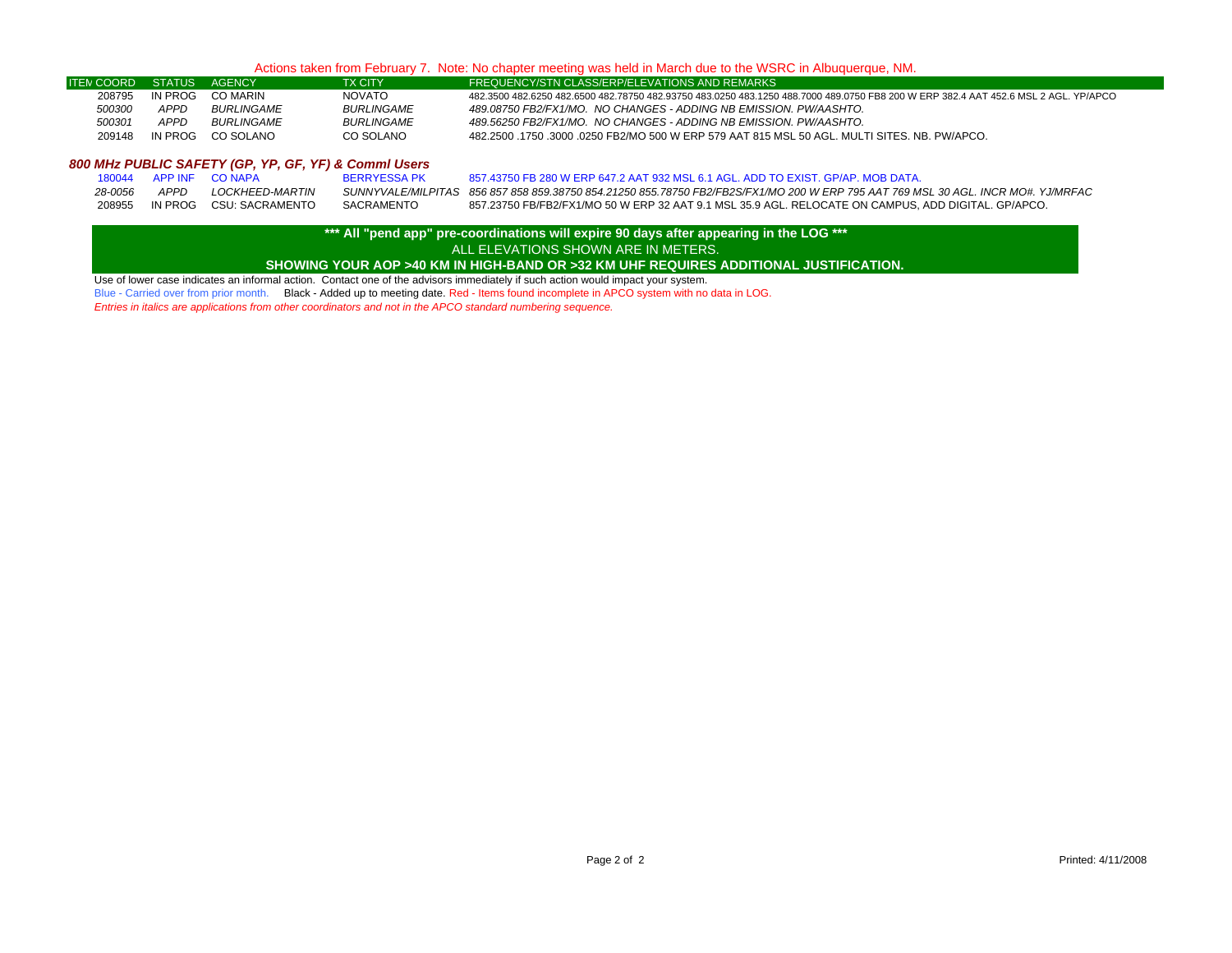Actions taken from February 7. Note: No chapter meeting was held in March due to the WSRC in Albuquerque, NM.

| ITEM COORD | STATUS | AGENCY | TX CITY | FREQUENCY/STN CLASS/ERP/ELEVATIONS AND REMARKS |
|---|---|---|---|---|
| 208795 | IN PROG | CO MARIN | NOVATO | 482.3500 482.6250 482.6500 482.78750 482.93750 483.0250 483.1250 488.7000 489.0750 FB8 200 W ERP 382.4 AAT 452.6 MSL 2 AGL. YP/APCO |
| *500300* | *APPD* | *BURLINGAME* | *BURLINGAME* | *489.08750 FB2/FX1/MO. NO CHANGES - ADDING NB EMISSION. PW/AASHTO.* |
| *500301* | *APPD* | *BURLINGAME* | *BURLINGAME* | *489.56250 FB2/FX1/MO. NO CHANGES - ADDING NB EMISSION. PW/AASHTO.* |
| 209148 | IN PROG | CO SOLANO | CO SOLANO | 482.2500 .1750 .3000 .0250 FB2/MO 500 W ERP 579 AAT 815 MSL 50 AGL. MULTI SITES. NB. PW/APCO. |

### *800 MHz PUBLIC SAFETY (GP, YP, GF, YF) & Comml Users*

| ITEM COORD | STATUS | AGENCY | TX CITY | FREQUENCY/STN CLASS/ERP/ELEVATIONS AND REMARKS |
|---|---|---|---|---|
| 180044 | APP INF | CO NAPA | BERRYESSA PK | 857.43750 FB 280 W ERP 647.2 AAT 932 MSL 6.1 AGL. ADD TO EXIST. GP/AP. MOB DATA. |
| *28-0056* | *APPD* | *LOCKHEED-MARTIN* | *SUNNYVALE/MILPITAS* | *856 857 858 859.38750 854.21250 855.78750 FB2/FB2S/FX1/MO 200 W ERP 795 AAT 769 MSL 30 AGL. INCR MO#. YJ/MRFAC* |
| 208955 | IN PROG | CSU: SACRAMENTO | SACRAMENTO | 857.23750 FB/FB2/FX1/MO 50 W ERP 32 AAT 9.1 MSL 35.9 AGL. RELOCATE ON CAMPUS, ADD DIGITAL. GP/APCO. |

**\*\*\* All "pend app" pre-coordinations will expire 90 days after appearing in the LOG \*\*\***

ALL ELEVATIONS SHOWN ARE IN METERS.

**SHOWING YOUR AOP >40 KM IN HIGH-BAND OR >32 KM UHF REQUIRES ADDITIONAL JUSTIFICATION.**

Use of lower case indicates an informal action. Contact one of the advisors immediately if such action would impact your system.

Blue - Carried over from prior month. Black - Added up to meeting date. Red - Items found incomplete in APCO system with no data in LOG.

*Entries in italics are applications from other coordinators and not in the APCO standard numbering sequence.*

Printed: 4/11/2008